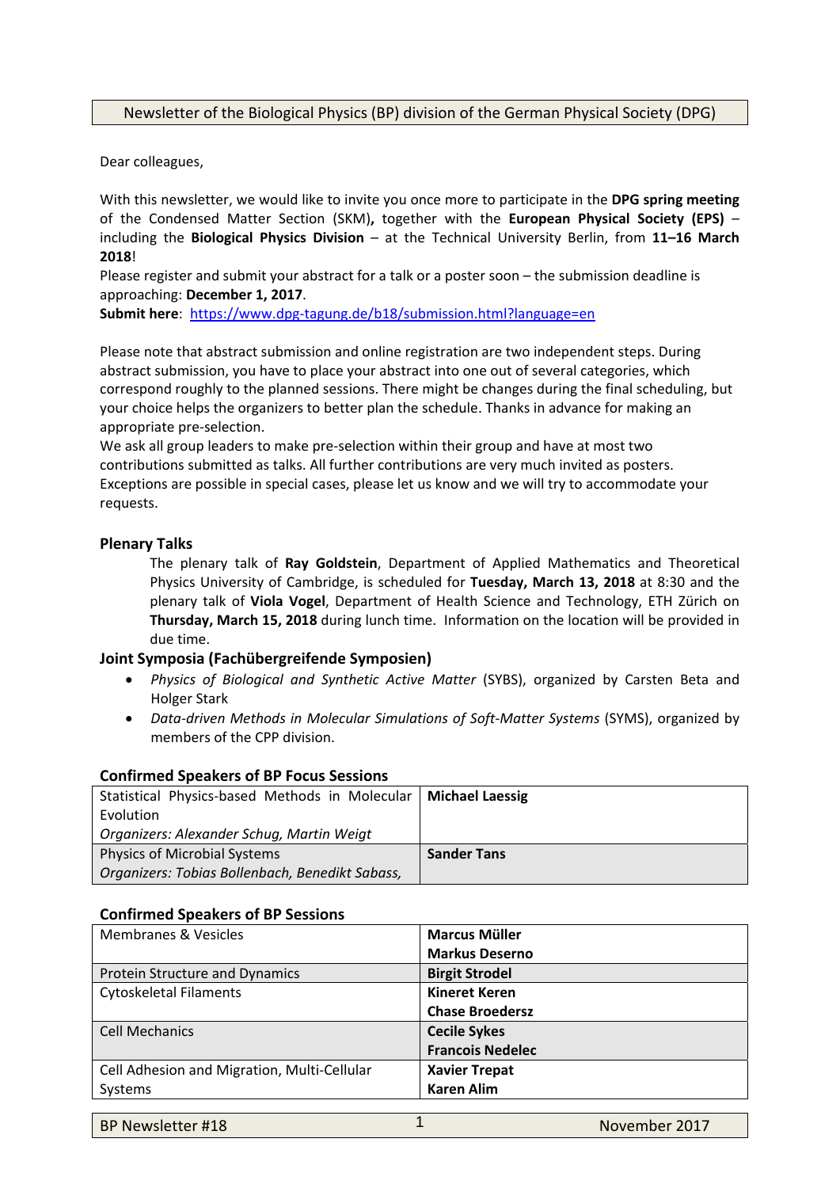Newsletter of the Biological Physics (BP) division of the German Physical Society (DPG)

Dear colleagues,

With this newsletter, we would like to invite you once more to participate in the **DPG spring meeting** of the Condensed Matter Section (SKM)**,** together with the **European Physical Society (EPS)** – including the **Biological Physics Division** – at the Technical University Berlin, from **11–16 March 2018**!

Please register and submit your abstract for a talk or a poster soon – the submission deadline is approaching: **December 1, 2017**.

**Submit here**: https://www.dpg-tagung.de/b18/submission.html?language=en

Please note that abstract submission and online registration are two independent steps. During abstract submission, you have to place your abstract into one out of several categories, which correspond roughly to the planned sessions. There might be changes during the final scheduling, but your choice helps the organizers to better plan the schedule. Thanks in advance for making an appropriate pre-selection.

We ask all group leaders to make pre-selection within their group and have at most two contributions submitted as talks. All further contributions are very much invited as posters. Exceptions are possible in special cases, please let us know and we will try to accommodate your requests.

### Plenary Talks

The plenary talk of **Ray Goldstein**, Department of Applied Mathematics and Theoretical Physics University of Cambridge, is scheduled for **Tuesday, March 13, 2018** at 8:30 and the plenary talk of **Viola Vogel**, Department of Health Science and Technology, ETH Zürich on **Thursday, March 15, 2018** during lunch time. Information on the location will be provided in due time.

### Joint Symposia (Fachübergreifende Symposien)

- *Physics of Biological and Synthetic Active Matter* (SYBS), organized by Carsten Beta and Holger Stark
- *Data-driven Methods in Molecular Simulations of Soft-Matter Systems* (SYMS), organized by members of the CPP division.

### Confirmed Speakers of BP Focus Sessions

| Session | Speaker |
|---|---|
| Statistical Physics-based Methods in Molecular Evolution<br>*Organizers: Alexander Schug, Martin Weigt* | **Michael Laessig** |
| Physics of Microbial Systems<br>*Organizers: Tobias Bollenbach, Benedikt Sabass,* | **Sander Tans** |

### Confirmed Speakers of BP Sessions

| Session | Speakers |
|---|---|
| Membranes & Vesicles | **Marcus Müller**<br>**Markus Deserno** |
| Protein Structure and Dynamics | **Birgit Strodel** |
| Cytoskeletal Filaments | **Kineret Keren**<br>**Chase Broedersz** |
| Cell Mechanics | **Cecile Sykes**<br>**Francois Nedelec** |
| Cell Adhesion and Migration, Multi-Cellular Systems | **Xavier Trepat**<br>**Karen Alim** |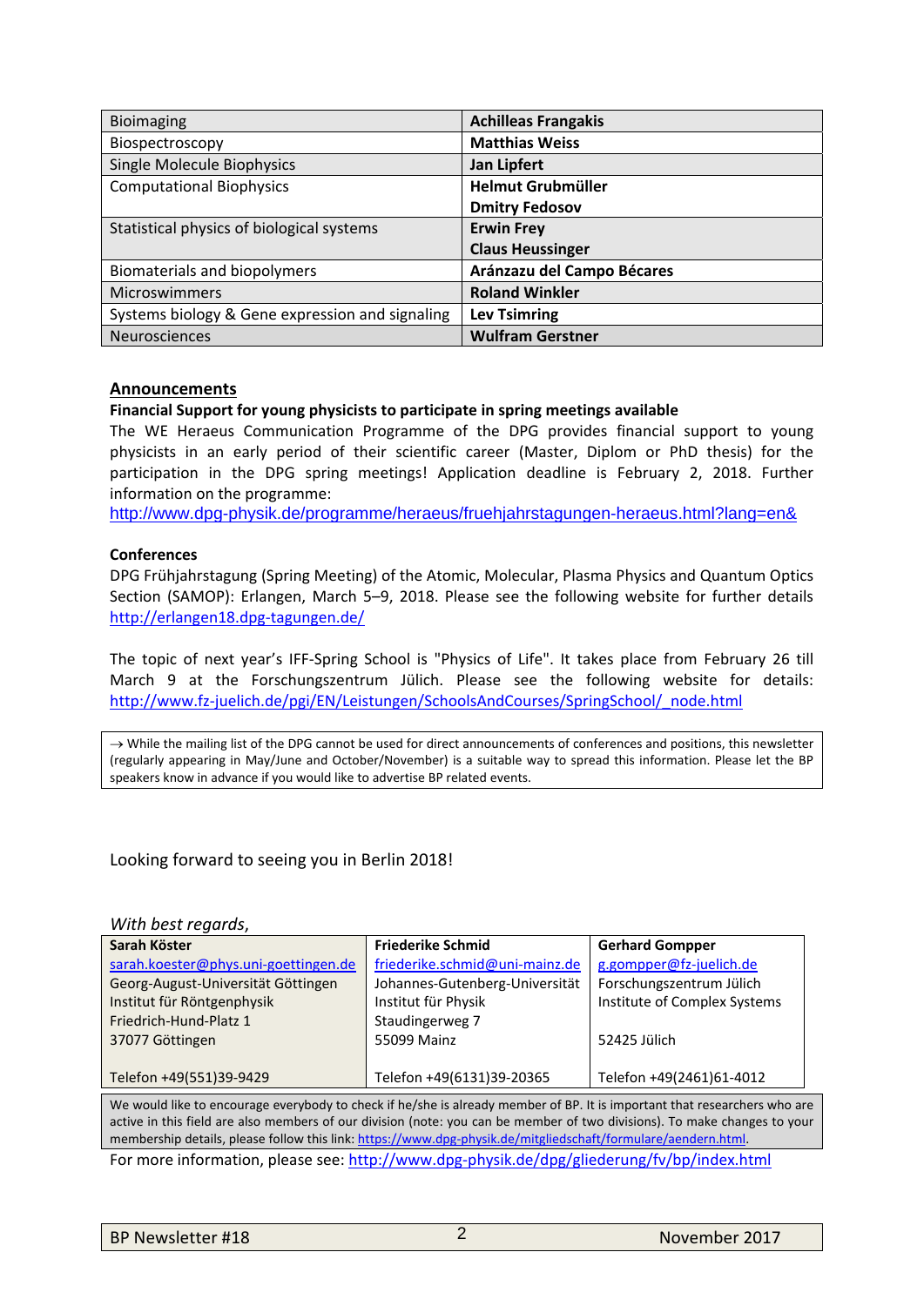| | |
|---|---|
| Bioimaging | **Achilleas Frangakis** |
| Biospectroscopy | **Matthias Weiss** |
| Single Molecule Biophysics | **Jan Lipfert** |
| Computational Biophysics | **Helmut Grubmüller**<br>**Dmitry Fedosov** |
| Statistical physics of biological systems | **Erwin Frey**<br>**Claus Heussinger** |
| Biomaterials and biopolymers | **Aránzazu del Campo Bécares** |
| Microswimmers | **Roland Winkler** |
| Systems biology & Gene expression and signaling | **Lev Tsimring** |
| Neurosciences | **Wulfram Gerstner** |

## Announcements

**Financial Support for young physicists to participate in spring meetings available**

The WE Heraeus Communication Programme of the DPG provides financial support to young physicists in an early period of their scientific career (Master, Diplom or PhD thesis) for the participation in the DPG spring meetings! Application deadline is February 2, 2018. Further information on the programme:
http://www.dpg-physik.de/programme/heraeus/fruehjahrstagungen-heraeus.html?lang=en&

**Conferences**

DPG Frühjahrstagung (Spring Meeting) of the Atomic, Molecular, Plasma Physics and Quantum Optics Section (SAMOP): Erlangen, March 5–9, 2018. Please see the following website for further details http://erlangen18.dpg-tagungen.de/

The topic of next year's IFF-Spring School is "Physics of Life". It takes place from February 26 till March 9 at the Forschungszentrum Jülich. Please see the following website for details: http://www.fz-juelich.de/pgi/EN/Leistungen/SchoolsAndCourses/SpringSchool/_node.html

→ While the mailing list of the DPG cannot be used for direct announcements of conferences and positions, this newsletter (regularly appearing in May/June and October/November) is a suitable way to spread this information. Please let the BP speakers know in advance if you would like to advertise BP related events.

Looking forward to seeing you in Berlin 2018!

*With best regards*,

| | | |
|---|---|---|
| **Sarah Köster** | **Friederike Schmid** | **Gerhard Gompper** |
| sarah.koester@phys.uni-goettingen.de | friederike.schmid@uni-mainz.de | g.gompper@fz-juelich.de |
| Georg-August-Universität Göttingen | Johannes-Gutenberg-Universität | Forschungszentrum Jülich |
| Institut für Röntgenphysik | Institut für Physik | Institute of Complex Systems |
| Friedrich-Hund-Platz 1 | Staudingerweg 7 | |
| 37077 Göttingen | 55099 Mainz | 52425 Jülich |
| Telefon +49(551)39-9429 | Telefon +49(6131)39-20365 | Telefon +49(2461)61-4012 |

We would like to encourage everybody to check if he/she is already member of BP. It is important that researchers who are active in this field are also members of our division (note: you can be member of two divisions). To make changes to your membership details, please follow this link: https://www.dpg-physik.de/mitgliedschaft/formulare/aendern.html.

For more information, please see: http://www.dpg-physik.de/dpg/gliederung/fv/bp/index.html